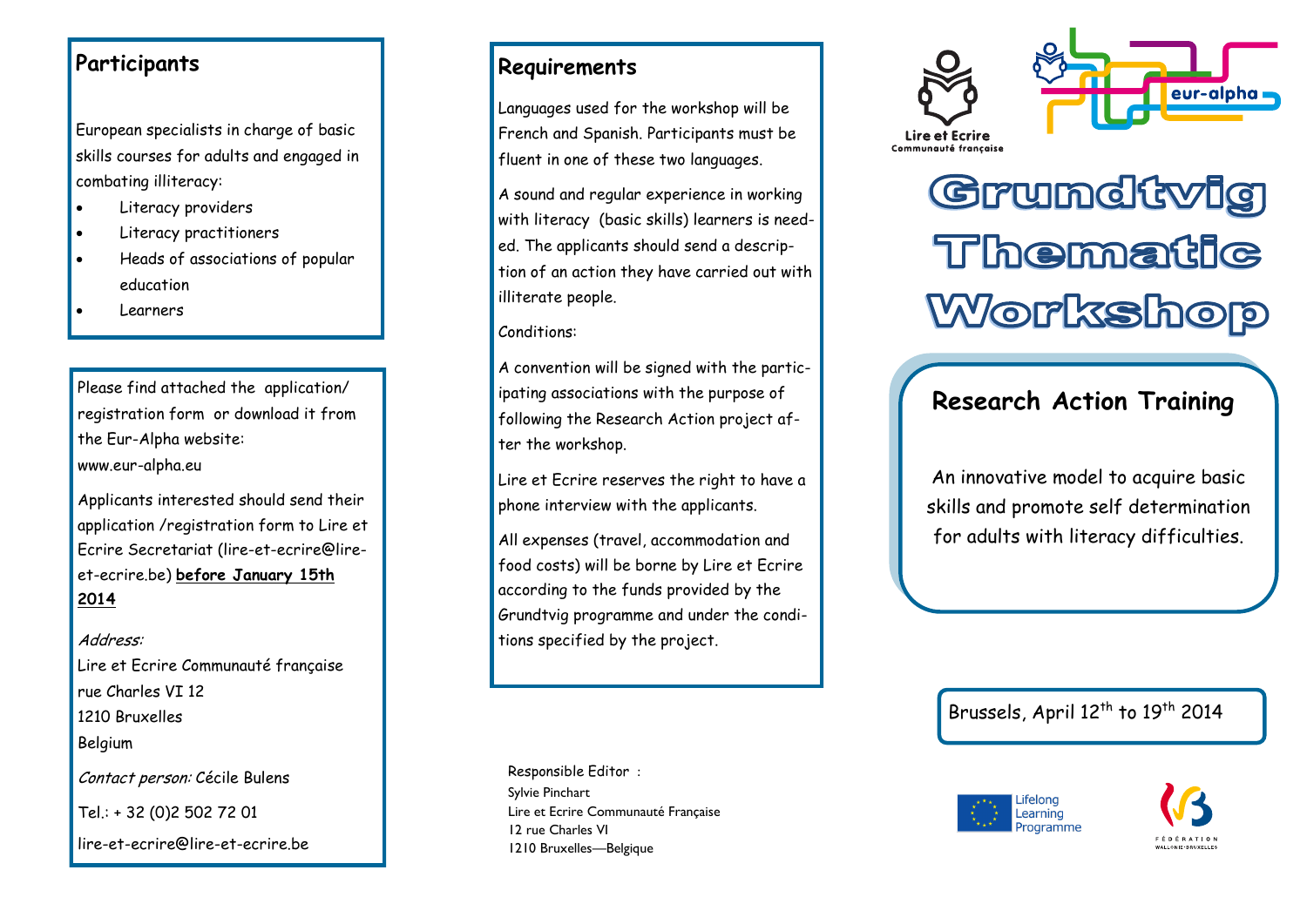## Participants

European specialists in charge of basic skills courses for adults and engaged in combating illiteracy:

- Literacy providers
- Literacy practitioners
- Heads of associations of popular education
- Learners

Please find attached the application/ registration form or download it from the Eur-Alpha website: www.eur-alpha.eu

Applicants interested should send their application /registration form to Lire et Ecrire Secretariat (lire-et-ecrire@lire-et-ecrire.be) **before January 15th 2014**

*Address:*
Lire et Ecrire Communauté française
rue Charles VI 12
1210 Bruxelles
Belgium

*Contact person:* Cécile Bulens

Tel.: + 32 (0)2 502 72 01

lire-et-ecrire@lire-et-ecrire.be

## Requirements

Languages used for the workshop will be French and Spanish. Participants must be fluent in one of these two languages.

A sound and regular experience in working with literacy (basic skills) learners is needed. The applicants should send a description of an action they have carried out with illiterate people.

Conditions:

A convention will be signed with the participating associations with the purpose of following the Research Action project after the workshop.

Lire et Ecrire reserves the right to have a phone interview with the applicants.

All expenses (travel, accommodation and food costs) will be borne by Lire et Ecrire according to the funds provided by the Grundtvig programme and under the conditions specified by the project.

Responsible Editor :
Sylvie Pinchart
Lire et Ecrire Communauté Française
12 rue Charles VI
1210 Bruxelles—Belgique

Lire et Ecrire
Communauté française

eur-alpha

# Grundtvig Thematic Workshop

## Research Action Training

An innovative model to acquire basic skills and promote self determination for adults with literacy difficulties.

Brussels, April 12th to 19th 2014

Lifelong Learning Programme

FÉDÉRATION WALLONIE-BRUXELLES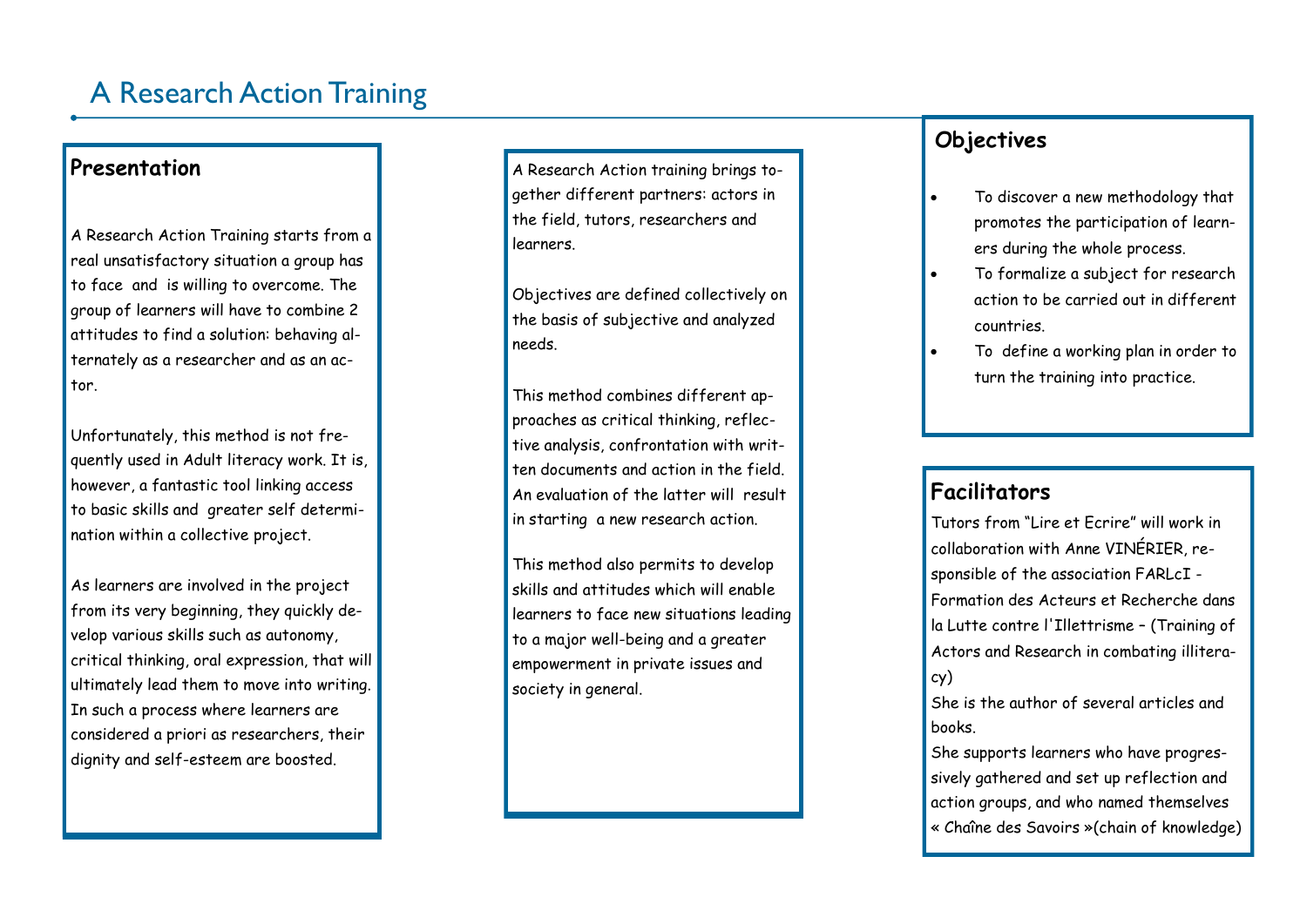# A Research Action Training

## Presentation

A Research Action Training starts from a real unsatisfactory situation a group has to face and is willing to overcome. The group of learners will have to combine 2 attitudes to find a solution: behaving alternately as a researcher and as an actor.

Unfortunately, this method is not frequently used in Adult literacy work. It is, however, a fantastic tool linking access to basic skills and greater self determination within a collective project.

As learners are involved in the project from its very beginning, they quickly develop various skills such as autonomy, critical thinking, oral expression, that will ultimately lead them to move into writing. In such a process where learners are considered a priori as researchers, their dignity and self-esteem are boosted.

A Research Action training brings together different partners: actors in the field, tutors, researchers and learners.

Objectives are defined collectively on the basis of subjective and analyzed needs.

This method combines different approaches as critical thinking, reflective analysis, confrontation with written documents and action in the field. An evaluation of the latter will result in starting a new research action.

This method also permits to develop skills and attitudes which will enable learners to face new situations leading to a major well-being and a greater empowerment in private issues and society in general.

## Objectives

- To discover a new methodology that promotes the participation of learners during the whole process.
- To formalize a subject for research action to be carried out in different countries.
- To define a working plan in order to turn the training into practice.

## Facilitators

Tutors from "Lire et Ecrire" will work in collaboration with Anne VINÉRIER, responsible of the association FARLcI - Formation des Acteurs et Recherche dans la Lutte contre l'Illettrisme – (Training of Actors and Research in combating illiteracy)

She is the author of several articles and books.

She supports learners who have progressively gathered and set up reflection and action groups, and who named themselves « Chaîne des Savoirs »(chain of knowledge)